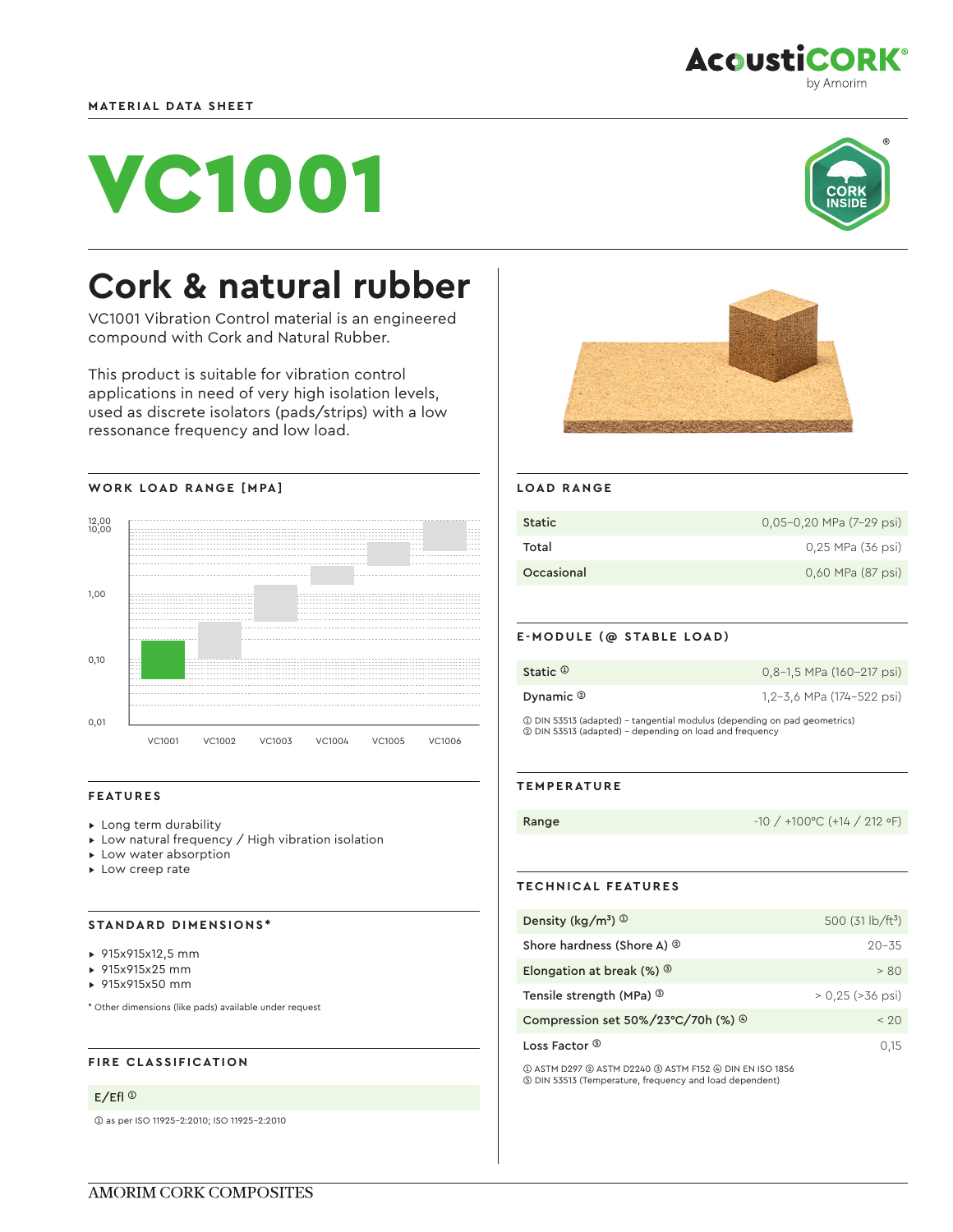MATERIAL DATA SHEET

# VC1001

## Cork & natural rubber

VC1001 Vibration Control material is an engineered compound with Cork and Natural Rubber.

This product is suitable for vibration control applications in need of very high isolation levels, used as discrete isolators (pads/strips) with a low ressonance frequency and low load.

### WORK LOAD RANGE [MPA]

Y-axis: 0,01 · 0,10 · 1,00 · 10,00 · 12,00

X-axis: VC1001 · VC1002 · VC1003 · VC1004 · VC1005 · VC1006

### FEATURES

- Long term durability
- Low natural frequency / High vibration isolation
- Low water absorption
- Low creep rate

### STANDARD DIMENSIONS*

- 915x915x12,5 mm
- 915x915x25 mm
- 915x915x50 mm

\* Other dimensions (like pads) available under request

### FIRE CLASSIFICATION

| E/Efl [1] |
|---|

[1] as per ISO 11925-2:2010; ISO 11925-2:2010

### LOAD RANGE

| | |
|---|---|
| Static | 0,05–0,20 MPa (7–29 psi) |
| Total | 0,25 MPa (36 psi) |
| Occasional | 0,60 MPa (87 psi) |

### E-MODULE (@ STABLE LOAD)

| | |
|---|---|
| Static [1] | 0,8–1,5 MPa (160–217 psi) |
| Dynamic [2] | 1,2–3,6 MPa (174–522 psi) |

[1] DIN 53513 (adapted) – tangential modulus (depending on pad geometrics)
[2] DIN 53513 (adapted) – depending on load and frequency

### TEMPERATURE

| | |
|---|---|
| Range | -10 / +100°C (+14 / 212 ºF) |

### TECHNICAL FEATURES

| | |
|---|---|
| Density (kg/m³) [1] | 500 (31 lb/ft³) |
| Shore hardness (Shore A) [2] | 20–35 |
| Elongation at break (%) [3] | > 80 |
| Tensile strength (MPa) [3] | > 0,25 (>36 psi) |
| Compression set 50%/23°C/70h (%) [4] | < 20 |
| Loss Factor [5] | 0,15 |

[1] ASTM D297 [2] ASTM D2240 [3] ASTM F152 [4] DIN EN ISO 1856
[5] DIN 53513 (Temperature, frequency and load dependent)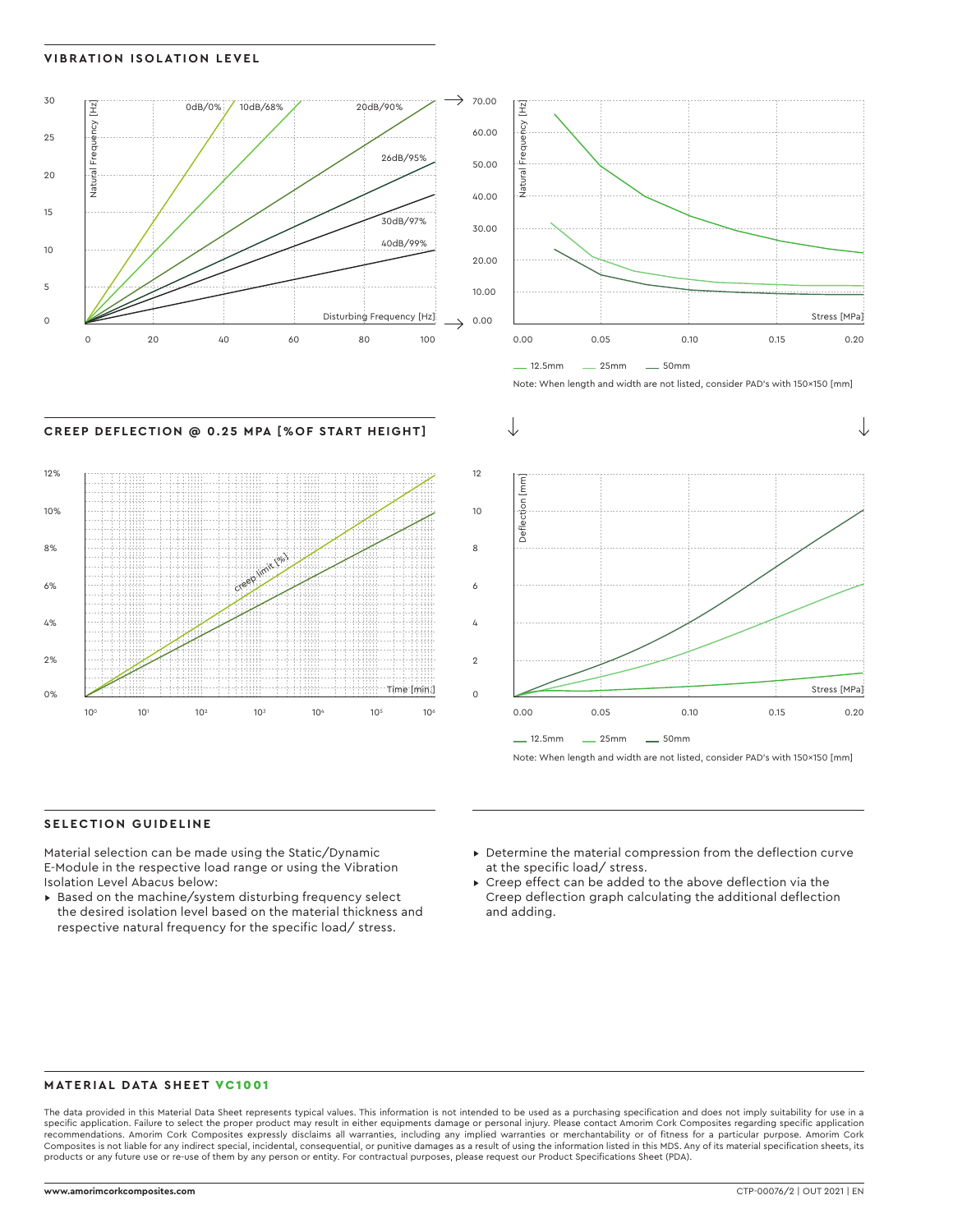## VIBRATION ISOLATION LEVEL

Natural Frequency [Hz]

30
25
20
15
10
5
0

0dB/0%
10dB/68%
20dB/90%
26dB/95%
30dB/97%
40dB/99%

Disturbing Frequency [Hz]

0
20
40
60
80
100

Natural Frequency [Hz]

70.00
60.00
50.00
40.00
30.00
20.00
10.00
0.00

Stress [MPa]

0.00
0.05
0.10
0.15
0.20

12.5mm   25mm   50mm

Note: When length and width are not listed, consider PAD's with 150×150 [mm]

## CREEP DEFLECTION @ 0.25 MPA [%OF START HEIGHT]

12%
10%
8%
6%
4%
2%
0%

Creep limit [%]

Time [min.]

$10^0$
$10^1$
$10^2$
$10^3$
$10^4$
$10^5$
$10^6$

Deflection [mm]

12
10
8
6
4
2
0

Stress [MPa]

0.00
0.05
0.10
0.15
0.20

12.5mm   25mm   50mm

Note: When length and width are not listed, consider PAD's with 150×150 [mm]

## SELECTION GUIDELINE

Material selection can be made using the Static/Dynamic E-Module in the respective load range or using the Vibration Isolation Level Abacus below:

- Based on the machine/system disturbing frequency select the desired isolation level based on the material thickness and respective natural frequency for the specific load/ stress.
- Determine the material compression from the deflection curve at the specific load/ stress.
- Creep effect can be added to the above deflection via the Creep deflection graph calculating the additional deflection and adding.

## MATERIAL DATA SHEET VC1001

The data provided in this Material Data Sheet represents typical values. This information is not intended to be used as a purchasing specification and does not imply suitability for use in a specific application. Failure to select the proper product may result in either equipments damage or personal injury. Please contact Amorim Cork Composites regarding specific application recommendations. Amorim Cork Composites expressly disclaims all warranties, including any implied warranties or merchantability or of fitness for a particular purpose. Amorim Cork Composites is not liable for any indirect special, incidental, consequential, or punitive damages as a result of using the information listed in this MDS. Any of its material specification sheets, its products or any future use or re-use of them by any person or entity. For contractual purposes, please request our Product Specifications Sheet (PDA).

www.amorimcorkcomposites.com

CTP-00076/2 | OUT 2021 | EN